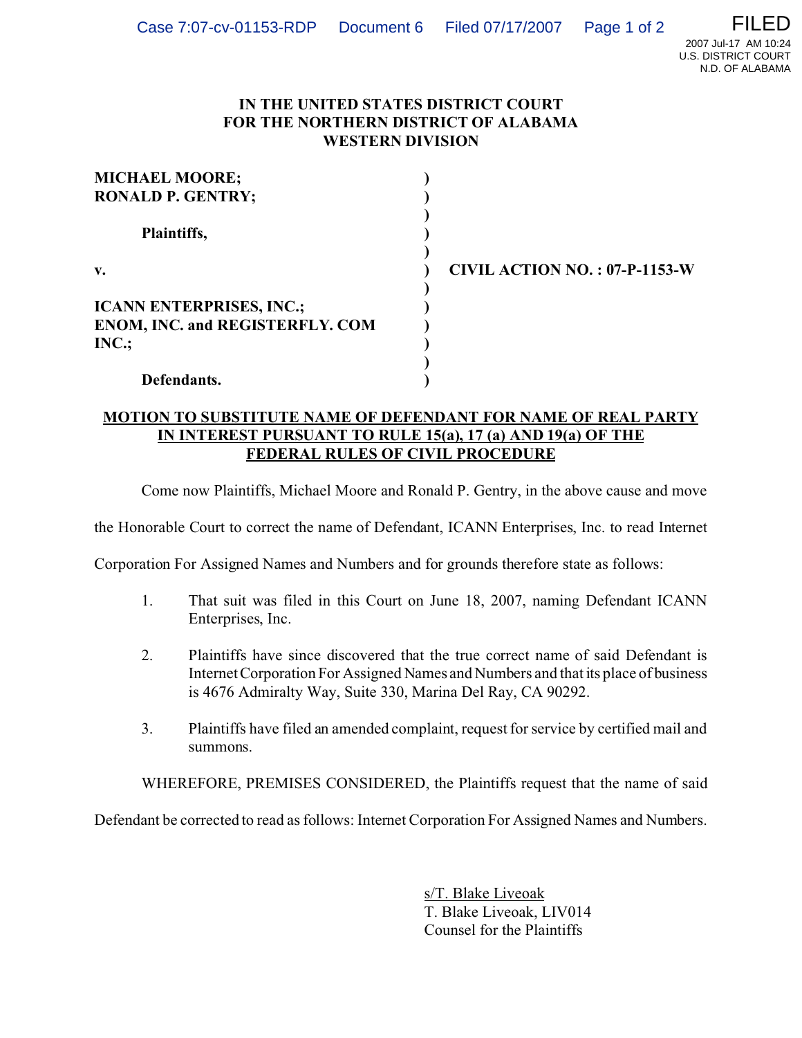**IN THE UNITED STATES DISTRICT COURT**
**FOR THE NORTHERN DISTRICT OF ALABAMA**
**WESTERN DIVISION**

| | | |
|---|---|---|
| **MICHAEL MOORE;** | ) | |
| **RONALD P. GENTRY;** | ) | |
| | ) | |
| **Plaintiffs,** | ) | |
| | ) | |
| **v.** | ) | **CIVIL ACTION NO. : 07-P-1153-W** |
| | ) | |
| **ICANN ENTERPRISES, INC.;** | ) | |
| **ENOM, INC. and REGISTERFLY. COM** | ) | |
| **INC.;** | ) | |
| | ) | |
| **Defendants.** | ) | |

**MOTION TO SUBSTITUTE NAME OF DEFENDANT FOR NAME OF REAL PARTY IN INTEREST PURSUANT TO RULE 15(a), 17 (a) AND 19(a) OF THE FEDERAL RULES OF CIVIL PROCEDURE**

Come now Plaintiffs, Michael Moore and Ronald P. Gentry, in the above cause and move the Honorable Court to correct the name of Defendant, ICANN Enterprises, Inc. to read Internet Corporation For Assigned Names and Numbers and for grounds therefore state as follows:

1. That suit was filed in this Court on June 18, 2007, naming Defendant ICANN Enterprises, Inc.

2. Plaintiffs have since discovered that the true correct name of said Defendant is Internet Corporation For Assigned Names and Numbers and that its place of business is 4676 Admiralty Way, Suite 330, Marina Del Ray, CA 90292.

3. Plaintiffs have filed an amended complaint, request for service by certified mail and summons.

WHEREFORE, PREMISES CONSIDERED, the Plaintiffs request that the name of said Defendant be corrected to read as follows: Internet Corporation For Assigned Names and Numbers.

s/T. Blake Liveoak
T. Blake Liveoak, LIV014
Counsel for the Plaintiffs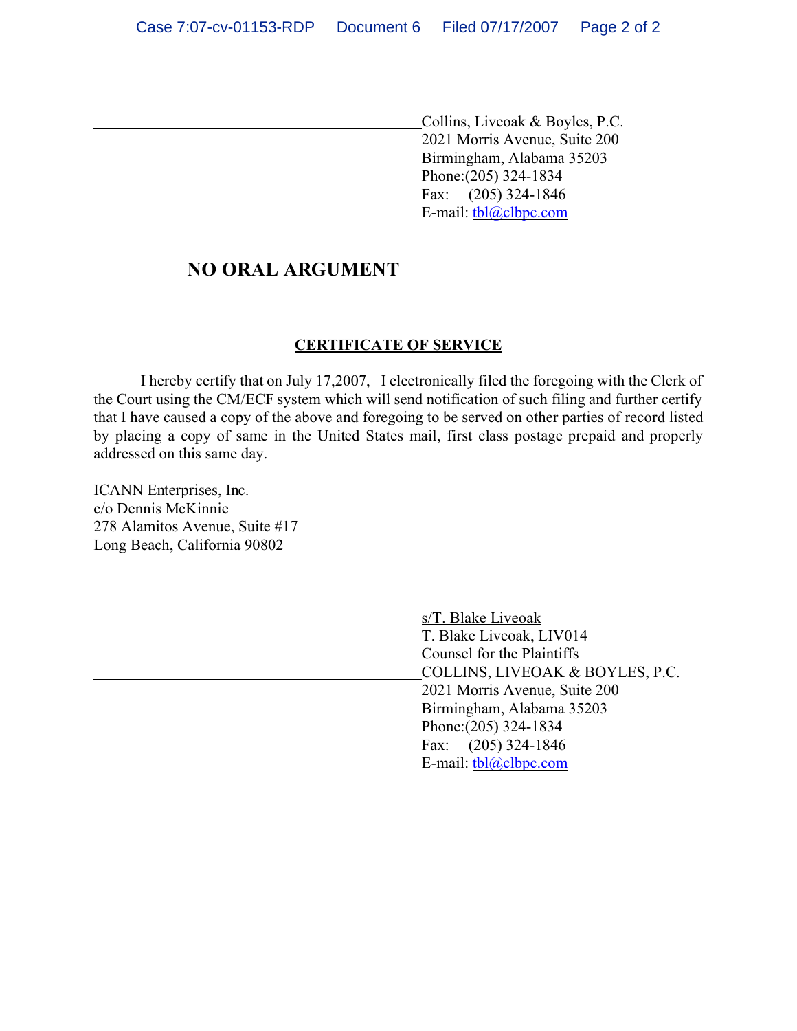Collins, Liveoak & Boyles, P.C.
2021 Morris Avenue, Suite 200
Birmingham, Alabama 35203
Phone:(205) 324-1834
Fax: (205) 324-1846
E-mail: tbl@clbpc.com

## NO ORAL ARGUMENT

### CERTIFICATE OF SERVICE

I hereby certify that on July 17,2007, I electronically filed the foregoing with the Clerk of the Court using the CM/ECF system which will send notification of such filing and further certify that I have caused a copy of the above and foregoing to be served on other parties of record listed by placing a copy of same in the United States mail, first class postage prepaid and properly addressed on this same day.

ICANN Enterprises, Inc.
c/o Dennis McKinnie
278 Alamitos Avenue, Suite #17
Long Beach, California 90802

s/T. Blake Liveoak
T. Blake Liveoak, LIV014
Counsel for the Plaintiffs
COLLINS, LIVEOAK & BOYLES, P.C.
2021 Morris Avenue, Suite 200
Birmingham, Alabama 35203
Phone:(205) 324-1834
Fax: (205) 324-1846
E-mail: tbl@clbpc.com